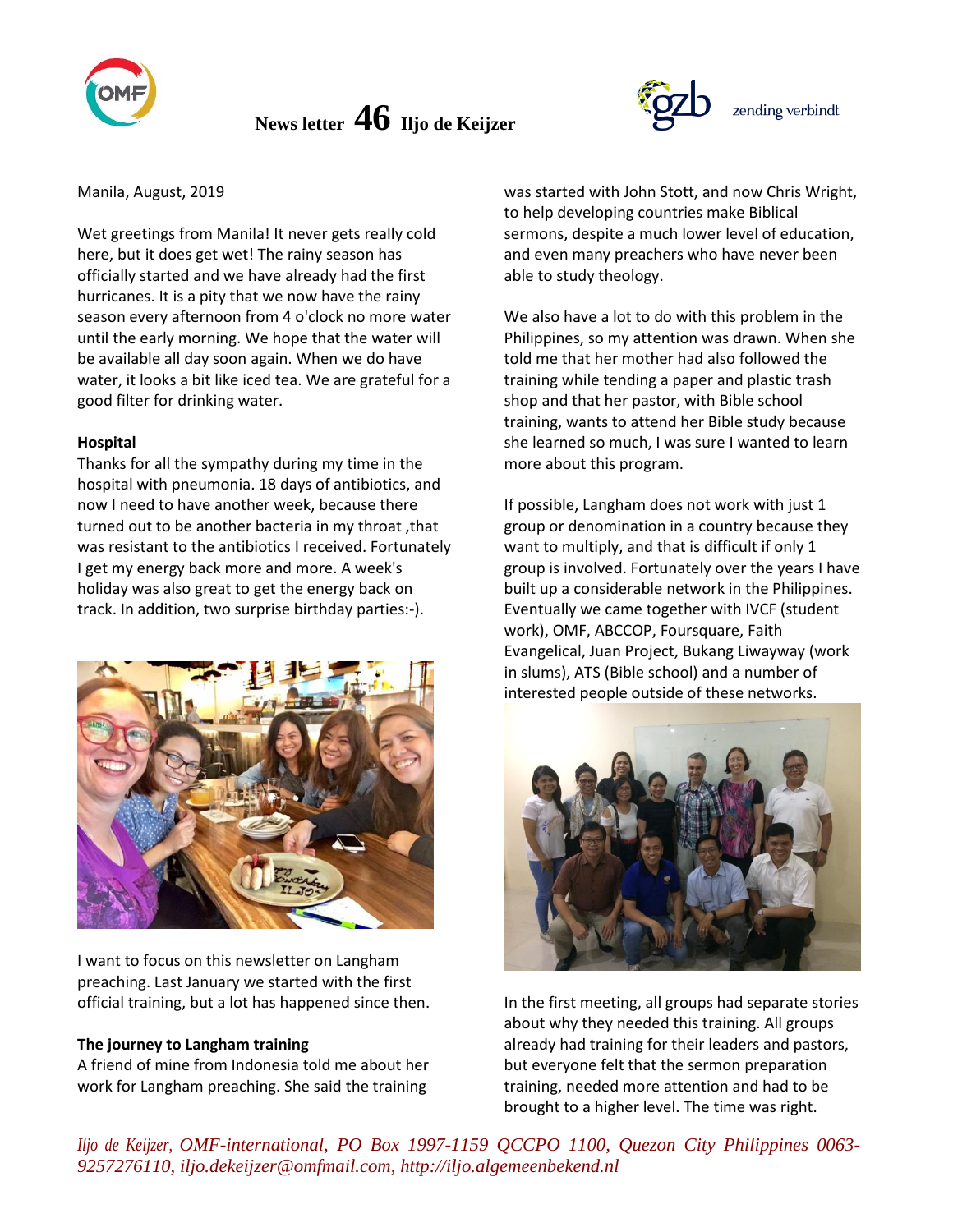# News letter 46 Iljo de Keijzer

Manila, August, 2019

Wet greetings from Manila! It never gets really cold here, but it does get wet! The rainy season has officially started and we have already had the first hurricanes. It is a pity that we now have the rainy season every afternoon from 4 o'clock no more water until the early morning. We hope that the water will be available all day soon again. When we do have water, it looks a bit like iced tea. We are grateful for a good filter for drinking water.

**Hospital**

Thanks for all the sympathy during my time in the hospital with pneumonia. 18 days of antibiotics, and now I need to have another week, because there turned out to be another bacteria in my throat ,that was resistant to the antibiotics I received. Fortunately I get my energy back more and more. A week's holiday was also great to get the energy back on track. In addition, two surprise birthday parties:-).

I want to focus on this newsletter on Langham preaching. Last January we started with the first official training, but a lot has happened since then.

**The journey to Langham training**

A friend of mine from Indonesia told me about her work for Langham preaching. She said the training was started with John Stott, and now Chris Wright, to help developing countries make Biblical sermons, despite a much lower level of education, and even many preachers who have never been able to study theology.

We also have a lot to do with this problem in the Philippines, so my attention was drawn. When she told me that her mother had also followed the training while tending a paper and plastic trash shop and that her pastor, with Bible school training, wants to attend her Bible study because she learned so much, I was sure I wanted to learn more about this program.

If possible, Langham does not work with just 1 group or denomination in a country because they want to multiply, and that is difficult if only 1 group is involved. Fortunately over the years I have built up a considerable network in the Philippines. Eventually we came together with IVCF (student work), OMF, ABCCOP, Foursquare, Faith Evangelical, Juan Project, Bukang Liwayway (work in slums), ATS (Bible school) and a number of interested people outside of these networks.

In the first meeting, all groups had separate stories about why they needed this training. All groups already had training for their leaders and pastors, but everyone felt that the sermon preparation training, needed more attention and had to be brought to a higher level. The time was right.

*Iljo de Keijzer, OMF-international, PO Box 1997-1159 QCCPO 1100, Quezon City Philippines 0063-9257276110, iljo.dekeijzer@omfmail.com, http://iljo.algemeenbekend.nl*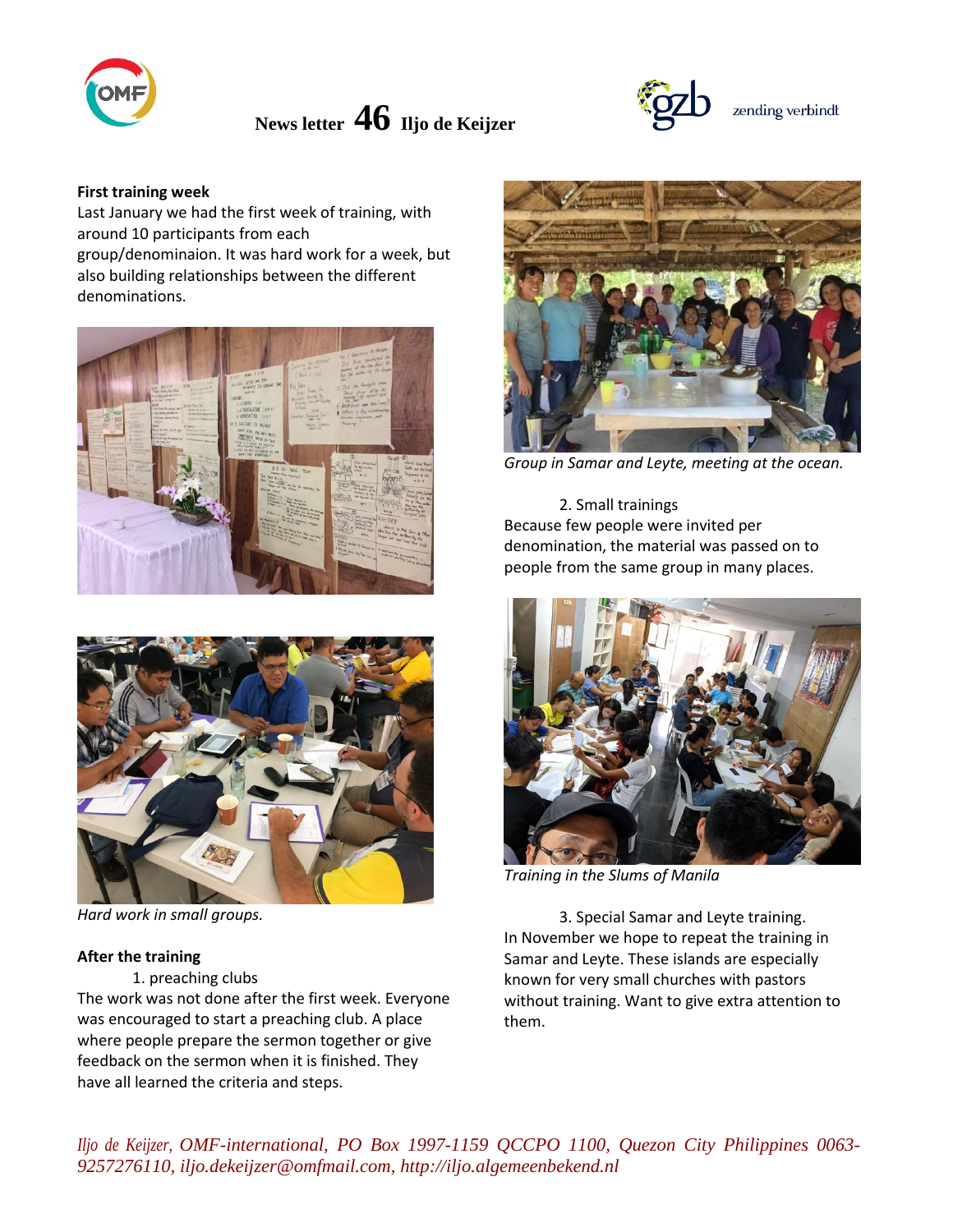News letter **46** Iljo de Keijzer

zending verbindt

**First training week**

Last January we had the first week of training, with around 10 participants from each group/denominaion. It was hard work for a week, but also building relationships between the different denominations.

*Hard work in small groups.*

**After the training**

1. preaching clubs

The work was not done after the first week. Everyone was encouraged to start a preaching club. A place where people prepare the sermon together or give feedback on the sermon when it is finished. They have all learned the criteria and steps.

*Group in Samar and Leyte, meeting at the ocean.*

2. Small trainings

Because few people were invited per denomination, the material was passed on to people from the same group in many places.

*Training in the Slums of Manila*

3. Special Samar and Leyte training.

In November we hope to repeat the training in Samar and Leyte. These islands are especially known for very small churches with pastors without training. Want to give extra attention to them.

*Iljo de Keijzer, OMF-international, PO Box 1997-1159 QCCPO 1100, Quezon City Philippines 0063-9257276110, iljo.dekeijzer@omfmail.com, http://iljo.algemeenbekend.nl*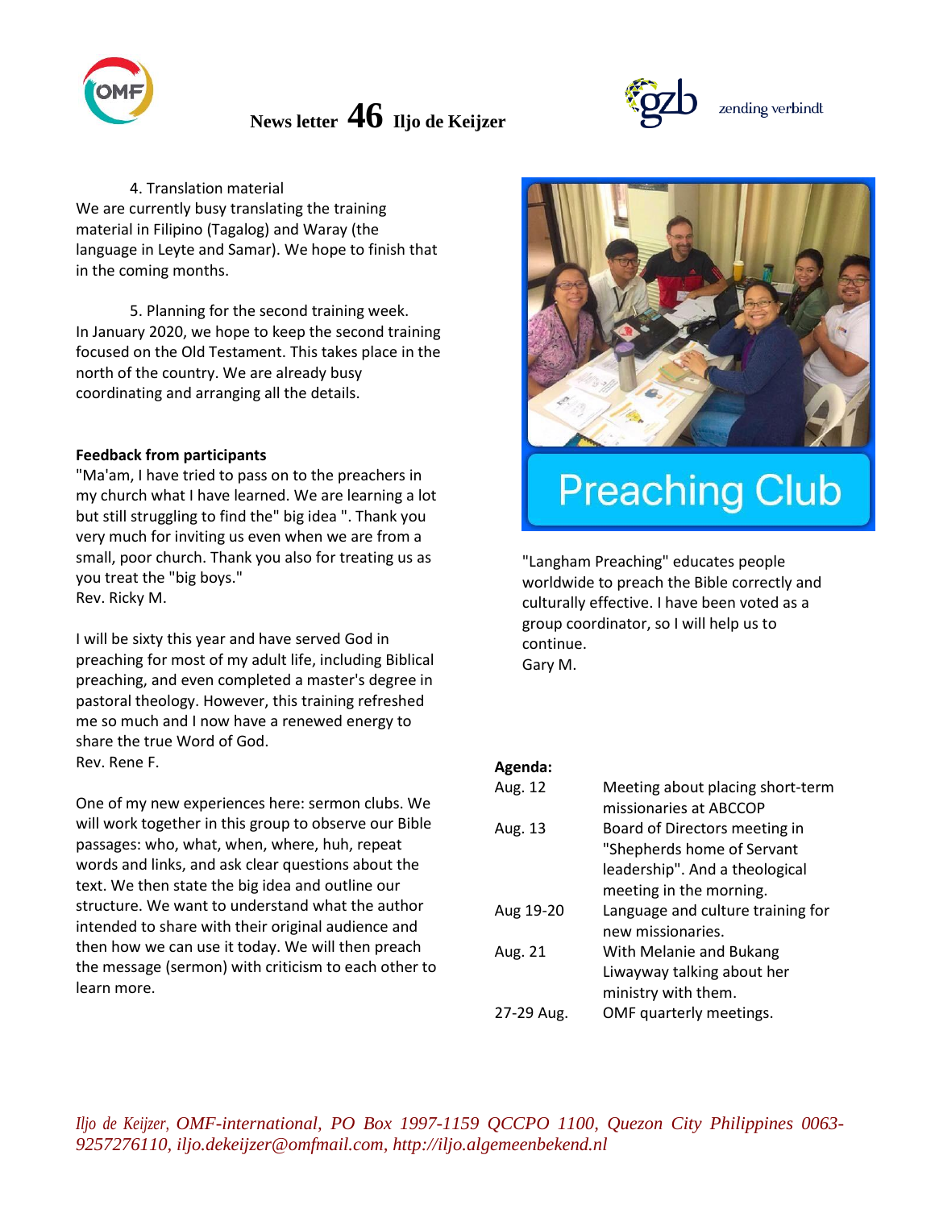News letter **46** Iljo de Keijzer

4. Translation material

We are currently busy translating the training material in Filipino (Tagalog) and Waray (the language in Leyte and Samar). We hope to finish that in the coming months.

5. Planning for the second training week.

In January 2020, we hope to keep the second training focused on the Old Testament. This takes place in the north of the country. We are already busy coordinating and arranging all the details.

**Feedback from participants**

"Ma'am, I have tried to pass on to the preachers in my church what I have learned. We are learning a lot but still struggling to find the" big idea ". Thank you very much for inviting us even when we are from a small, poor church. Thank you also for treating us as you treat the "big boys."
Rev. Ricky M.

I will be sixty this year and have served God in preaching for most of my adult life, including Biblical preaching, and even completed a master's degree in pastoral theology. However, this training refreshed me so much and I now have a renewed energy to share the true Word of God.
Rev. Rene F.

One of my new experiences here: sermon clubs. We will work together in this group to observe our Bible passages: who, what, when, where, huh, repeat words and links, and ask clear questions about the text. We then state the big idea and outline our structure. We want to understand what the author intended to share with their original audience and then how we can use it today. We will then preach the message (sermon) with criticism to each other to learn more.

Preaching Club

"Langham Preaching" educates people worldwide to preach the Bible correctly and culturally effective. I have been voted as a group coordinator, so I will help us to continue.
Gary M.

**Agenda:**

| | |
|---|---|
| Aug. 12 | Meeting about placing short-term missionaries at ABCCOP |
| Aug. 13 | Board of Directors meeting in "Shepherds home of Servant leadership". And a theological meeting in the morning. |
| Aug 19-20 | Language and culture training for new missionaries. |
| Aug. 21 | With Melanie and Bukang Liwayway talking about her ministry with them. |
| 27-29 Aug. | OMF quarterly meetings. |

*Iljo de Keijzer, OMF-international, PO Box 1997-1159 QCCPO 1100, Quezon City Philippines 0063-9257276110, iljo.dekeijzer@omfmail.com, http://iljo.algemeenbekend.nl*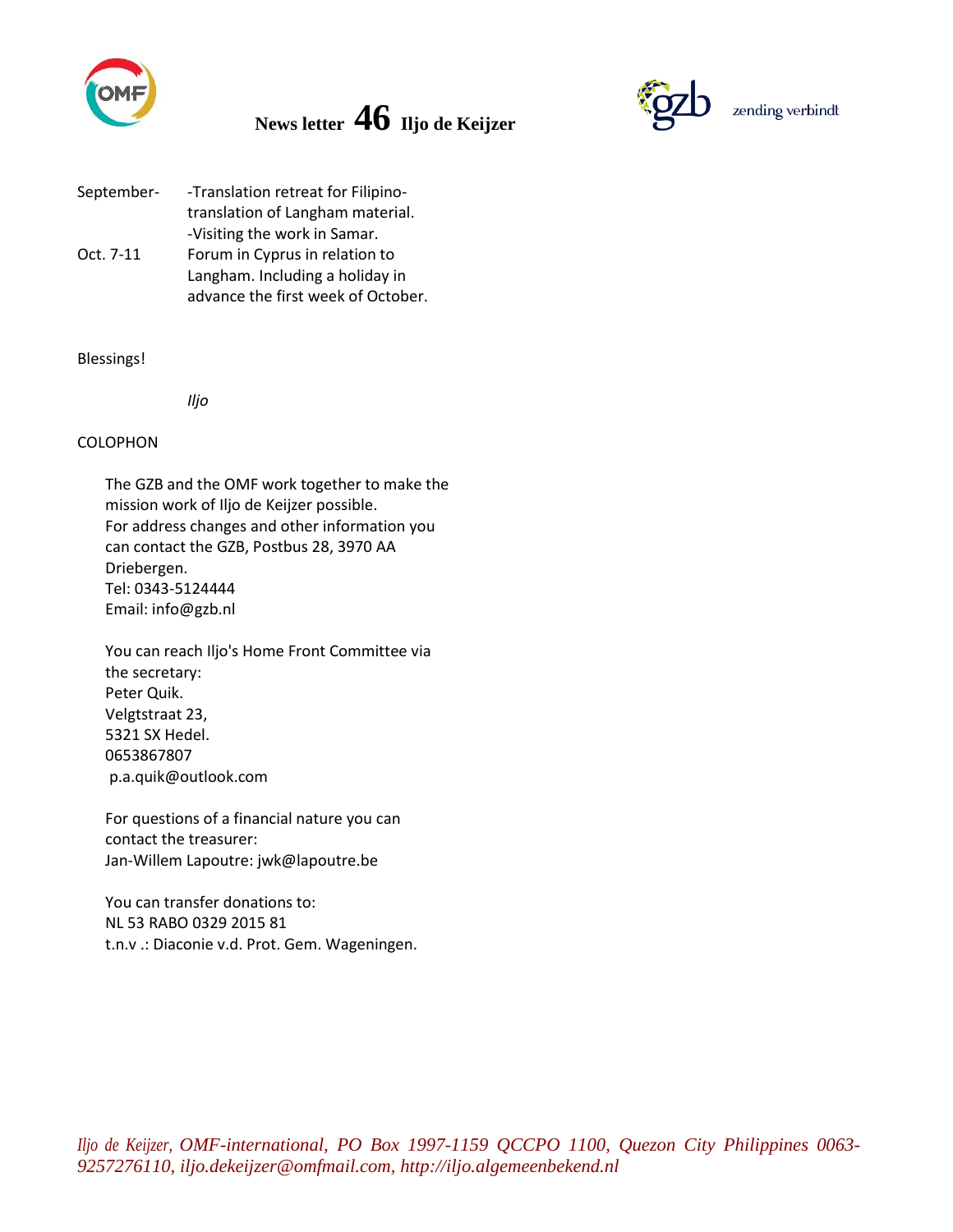# News letter 46 Iljo de Keijzer

| | |
|---|---|
| September- | -Translation retreat for Filipino-translation of Langham material.<br>-Visiting the work in Samar. |
| Oct. 7-11 | Forum in Cyprus in relation to Langham. Including a holiday in advance the first week of October. |

Blessings!

*Iljo*

COLOPHON

The GZB and the OMF work together to make the mission work of Iljo de Keijzer possible.
For address changes and other information you can contact the GZB, Postbus 28, 3970 AA Driebergen.
Tel: 0343-5124444
Email: info@gzb.nl

You can reach Iljo's Home Front Committee via the secretary:
Peter Quik.
Velgtstraat 23,
5321 SX Hedel.
0653867807
p.a.quik@outlook.com

For questions of a financial nature you can contact the treasurer:
Jan-Willem Lapoutre: jwk@lapoutre.be

You can transfer donations to:
NL 53 RABO 0329 2015 81
t.n.v .: Diaconie v.d. Prot. Gem. Wageningen.

*Iljo de Keijzer, OMF-international, PO Box 1997-1159 QCCPO 1100, Quezon City Philippines 0063-9257276110, iljo.dekeijzer@omfmail.com, http://iljo.algemeenbekend.nl*